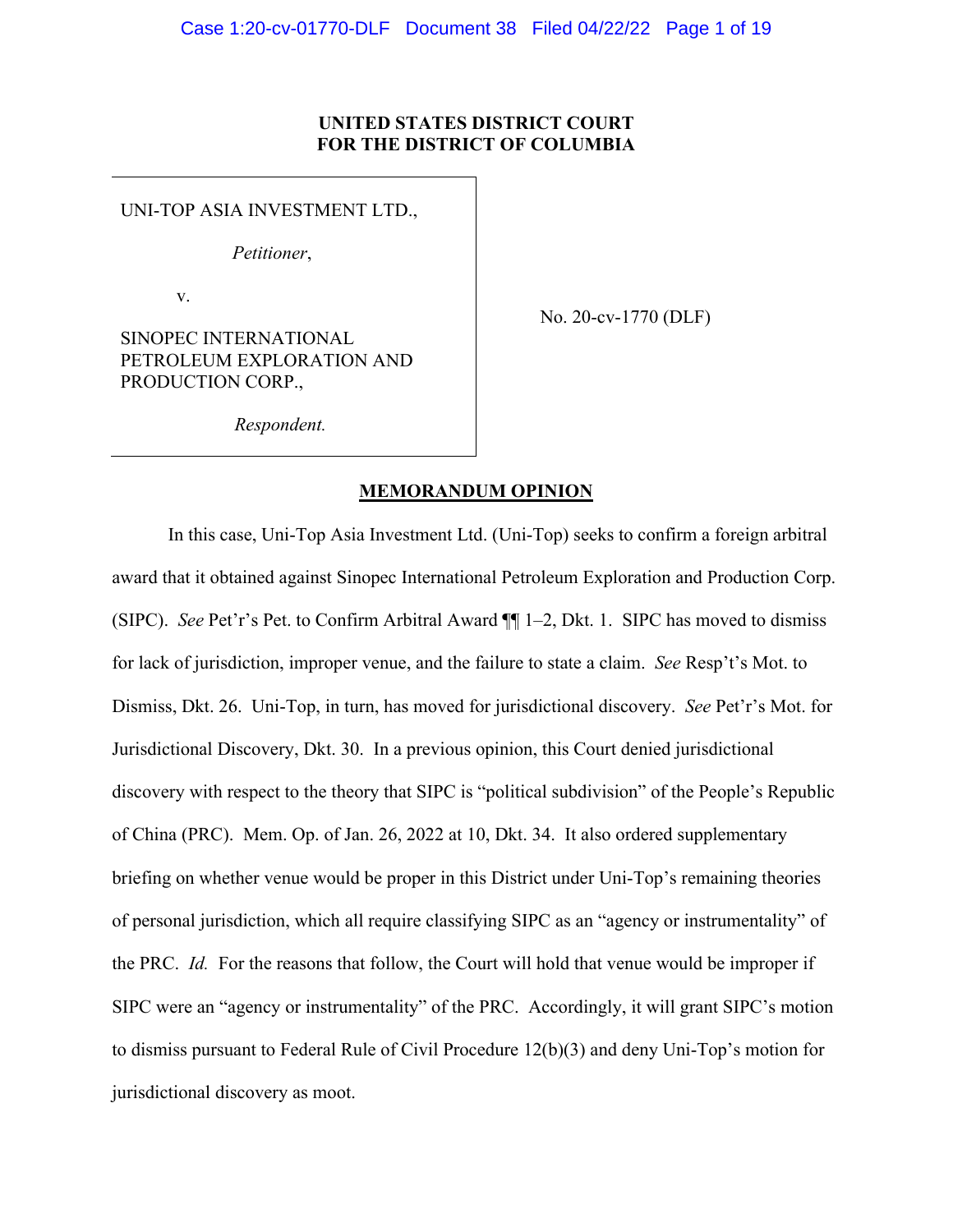**UNITED STATES DISTRICT COURT**
**FOR THE DISTRICT OF COLUMBIA**

UNI-TOP ASIA INVESTMENT LTD.,

*Petitioner*,

v.

SINOPEC INTERNATIONAL PETROLEUM EXPLORATION AND PRODUCTION CORP.,

*Respondent.*

No. 20-cv-1770 (DLF)

**MEMORANDUM OPINION**

In this case, Uni-Top Asia Investment Ltd. (Uni-Top) seeks to confirm a foreign arbitral award that it obtained against Sinopec International Petroleum Exploration and Production Corp. (SIPC). *See* Pet'r's Pet. to Confirm Arbitral Award ¶¶ 1–2, Dkt. 1. SIPC has moved to dismiss for lack of jurisdiction, improper venue, and the failure to state a claim. *See* Resp't's Mot. to Dismiss, Dkt. 26. Uni-Top, in turn, has moved for jurisdictional discovery. *See* Pet'r's Mot. for Jurisdictional Discovery, Dkt. 30. In a previous opinion, this Court denied jurisdictional discovery with respect to the theory that SIPC is "political subdivision" of the People's Republic of China (PRC). Mem. Op. of Jan. 26, 2022 at 10, Dkt. 34. It also ordered supplementary briefing on whether venue would be proper in this District under Uni-Top's remaining theories of personal jurisdiction, which all require classifying SIPC as an "agency or instrumentality" of the PRC. *Id.* For the reasons that follow, the Court will hold that venue would be improper if SIPC were an "agency or instrumentality" of the PRC. Accordingly, it will grant SIPC's motion to dismiss pursuant to Federal Rule of Civil Procedure 12(b)(3) and deny Uni-Top's motion for jurisdictional discovery as moot.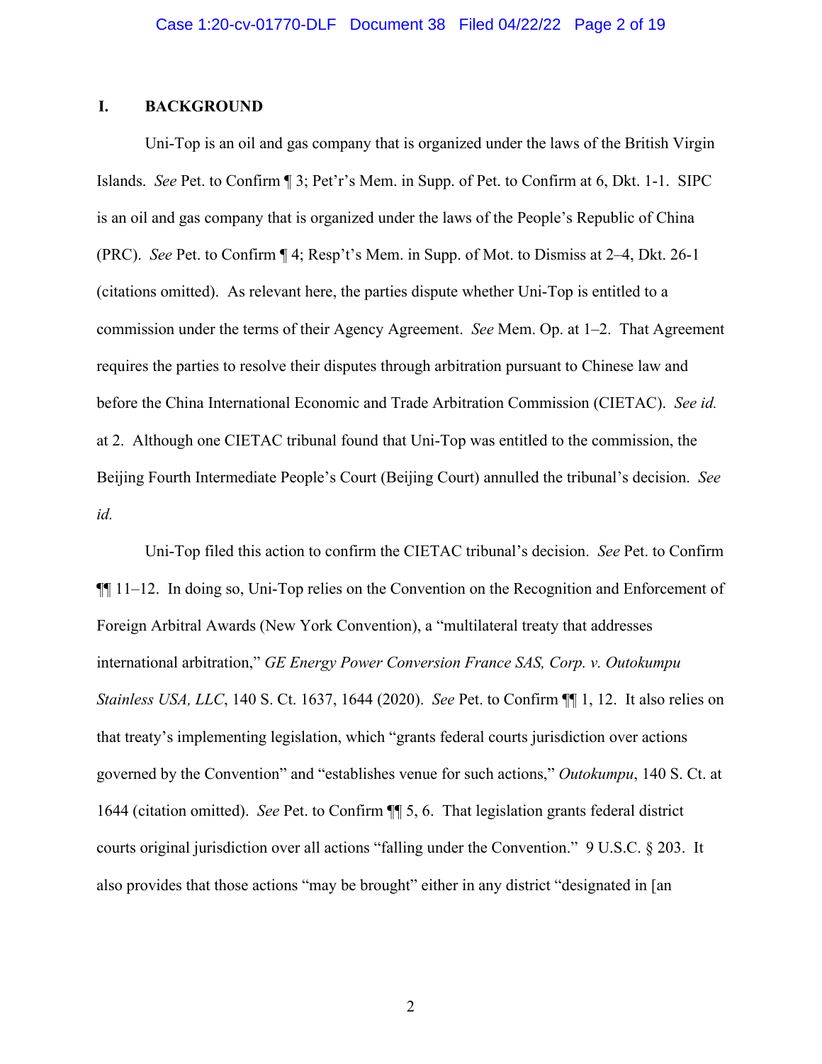## I. BACKGROUND

Uni-Top is an oil and gas company that is organized under the laws of the British Virgin Islands. *See* Pet. to Confirm ¶ 3; Pet'r's Mem. in Supp. of Pet. to Confirm at 6, Dkt. 1-1. SIPC is an oil and gas company that is organized under the laws of the People's Republic of China (PRC). *See* Pet. to Confirm ¶ 4; Resp't's Mem. in Supp. of Mot. to Dismiss at 2–4, Dkt. 26-1 (citations omitted). As relevant here, the parties dispute whether Uni-Top is entitled to a commission under the terms of their Agency Agreement. *See* Mem. Op. at 1–2. That Agreement requires the parties to resolve their disputes through arbitration pursuant to Chinese law and before the China International Economic and Trade Arbitration Commission (CIETAC). *See id.* at 2. Although one CIETAC tribunal found that Uni-Top was entitled to the commission, the Beijing Fourth Intermediate People's Court (Beijing Court) annulled the tribunal's decision. *See id.*

Uni-Top filed this action to confirm the CIETAC tribunal's decision. *See* Pet. to Confirm ¶¶ 11–12. In doing so, Uni-Top relies on the Convention on the Recognition and Enforcement of Foreign Arbitral Awards (New York Convention), a "multilateral treaty that addresses international arbitration," *GE Energy Power Conversion France SAS, Corp. v. Outokumpu Stainless USA, LLC*, 140 S. Ct. 1637, 1644 (2020). *See* Pet. to Confirm ¶¶ 1, 12. It also relies on that treaty's implementing legislation, which "grants federal courts jurisdiction over actions governed by the Convention" and "establishes venue for such actions," *Outokumpu*, 140 S. Ct. at 1644 (citation omitted). *See* Pet. to Confirm ¶¶ 5, 6. That legislation grants federal district courts original jurisdiction over all actions "falling under the Convention." 9 U.S.C. § 203. It also provides that those actions "may be brought" either in any district "designated in [an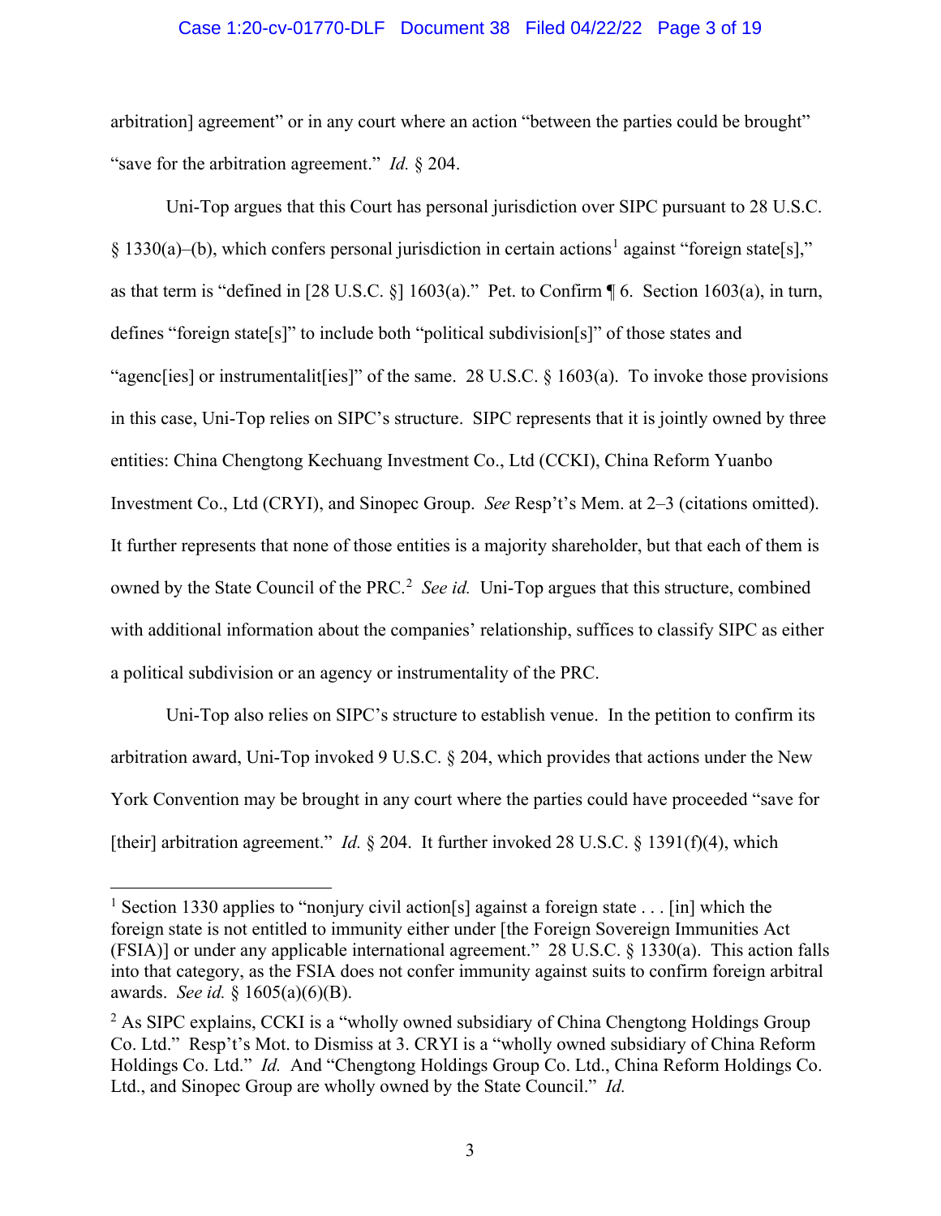arbitration] agreement" or in any court where an action "between the parties could be brought" "save for the arbitration agreement." *Id.* § 204.

Uni-Top argues that this Court has personal jurisdiction over SIPC pursuant to 28 U.S.C. § 1330(a)–(b), which confers personal jurisdiction in certain actions[1] against "foreign state[s]," as that term is "defined in [28 U.S.C. §] 1603(a)." Pet. to Confirm ¶ 6. Section 1603(a), in turn, defines "foreign state[s]" to include both "political subdivision[s]" of those states and "agenc[ies] or instrumentalit[ies]" of the same. 28 U.S.C. § 1603(a). To invoke those provisions in this case, Uni-Top relies on SIPC's structure. SIPC represents that it is jointly owned by three entities: China Chengtong Kechuang Investment Co., Ltd (CCKI), China Reform Yuanbo Investment Co., Ltd (CRYI), and Sinopec Group. *See* Resp't's Mem. at 2–3 (citations omitted). It further represents that none of those entities is a majority shareholder, but that each of them is owned by the State Council of the PRC.[2] *See id.* Uni-Top argues that this structure, combined with additional information about the companies' relationship, suffices to classify SIPC as either a political subdivision or an agency or instrumentality of the PRC.

Uni-Top also relies on SIPC's structure to establish venue. In the petition to confirm its arbitration award, Uni-Top invoked 9 U.S.C. § 204, which provides that actions under the New York Convention may be brought in any court where the parties could have proceeded "save for [their] arbitration agreement." *Id.* § 204. It further invoked 28 U.S.C. § 1391(f)(4), which

---

[1] Section 1330 applies to "nonjury civil action[s] against a foreign state . . . [in] which the foreign state is not entitled to immunity either under [the Foreign Sovereign Immunities Act (FSIA)] or under any applicable international agreement." 28 U.S.C. § 1330(a). This action falls into that category, as the FSIA does not confer immunity against suits to confirm foreign arbitral awards. *See id.* § 1605(a)(6)(B).

[2] As SIPC explains, CCKI is a "wholly owned subsidiary of China Chengtong Holdings Group Co. Ltd." Resp't's Mot. to Dismiss at 3. CRYI is a "wholly owned subsidiary of China Reform Holdings Co. Ltd." *Id.* And "Chengtong Holdings Group Co. Ltd., China Reform Holdings Co. Ltd., and Sinopec Group are wholly owned by the State Council." *Id.*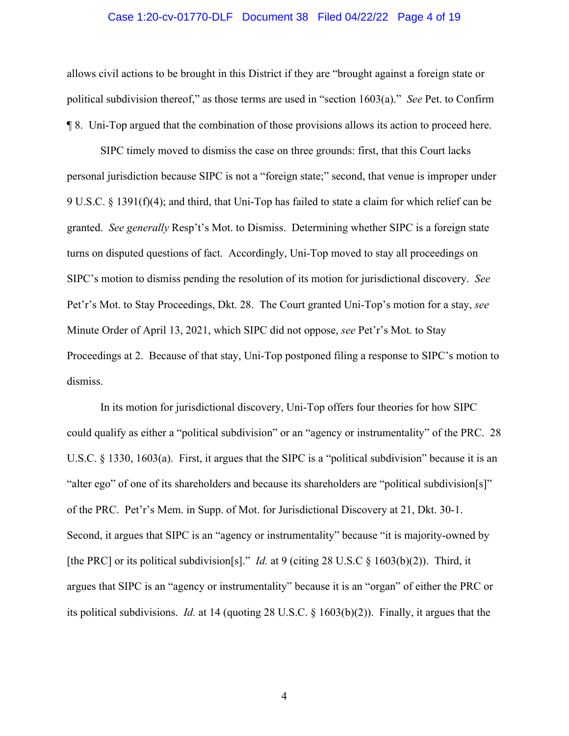allows civil actions to be brought in this District if they are "brought against a foreign state or political subdivision thereof," as those terms are used in "section 1603(a)." *See* Pet. to Confirm ¶ 8. Uni-Top argued that the combination of those provisions allows its action to proceed here.

SIPC timely moved to dismiss the case on three grounds: first, that this Court lacks personal jurisdiction because SIPC is not a "foreign state;" second, that venue is improper under 9 U.S.C. § 1391(f)(4); and third, that Uni-Top has failed to state a claim for which relief can be granted. *See generally* Resp't's Mot. to Dismiss. Determining whether SIPC is a foreign state turns on disputed questions of fact. Accordingly, Uni-Top moved to stay all proceedings on SIPC's motion to dismiss pending the resolution of its motion for jurisdictional discovery. *See* Pet'r's Mot. to Stay Proceedings, Dkt. 28. The Court granted Uni-Top's motion for a stay, *see* Minute Order of April 13, 2021, which SIPC did not oppose, *see* Pet'r's Mot. to Stay Proceedings at 2. Because of that stay, Uni-Top postponed filing a response to SIPC's motion to dismiss.

In its motion for jurisdictional discovery, Uni-Top offers four theories for how SIPC could qualify as either a "political subdivision" or an "agency or instrumentality" of the PRC. 28 U.S.C. § 1330, 1603(a). First, it argues that the SIPC is a "political subdivision" because it is an "alter ego" of one of its shareholders and because its shareholders are "political subdivision[s]" of the PRC. Pet'r's Mem. in Supp. of Mot. for Jurisdictional Discovery at 21, Dkt. 30-1. Second, it argues that SIPC is an "agency or instrumentality" because "it is majority-owned by [the PRC] or its political subdivision[s]." *Id.* at 9 (citing 28 U.S.C § 1603(b)(2)). Third, it argues that SIPC is an "agency or instrumentality" because it is an "organ" of either the PRC or its political subdivisions. *Id.* at 14 (quoting 28 U.S.C. § 1603(b)(2)). Finally, it argues that the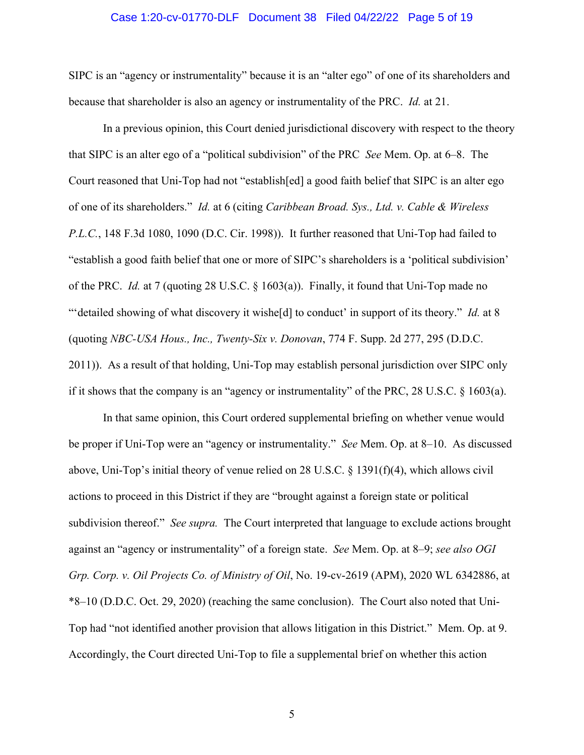SIPC is an "agency or instrumentality" because it is an "alter ego" of one of its shareholders and because that shareholder is also an agency or instrumentality of the PRC. *Id.* at 21.

In a previous opinion, this Court denied jurisdictional discovery with respect to the theory that SIPC is an alter ego of a "political subdivision" of the PRC *See* Mem. Op. at 6–8. The Court reasoned that Uni-Top had not "establish[ed] a good faith belief that SIPC is an alter ego of one of its shareholders." *Id.* at 6 (citing *Caribbean Broad. Sys., Ltd. v. Cable & Wireless P.L.C.*, 148 F.3d 1080, 1090 (D.C. Cir. 1998)). It further reasoned that Uni-Top had failed to "establish a good faith belief that one or more of SIPC's shareholders is a 'political subdivision' of the PRC. *Id.* at 7 (quoting 28 U.S.C. § 1603(a)). Finally, it found that Uni-Top made no "'detailed showing of what discovery it wishe[d] to conduct' in support of its theory." *Id.* at 8 (quoting *NBC-USA Hous., Inc., Twenty-Six v. Donovan*, 774 F. Supp. 2d 277, 295 (D.D.C. 2011)). As a result of that holding, Uni-Top may establish personal jurisdiction over SIPC only if it shows that the company is an "agency or instrumentality" of the PRC, 28 U.S.C. § 1603(a).

In that same opinion, this Court ordered supplemental briefing on whether venue would be proper if Uni-Top were an "agency or instrumentality." *See* Mem. Op. at 8–10. As discussed above, Uni-Top's initial theory of venue relied on 28 U.S.C. § 1391(f)(4), which allows civil actions to proceed in this District if they are "brought against a foreign state or political subdivision thereof." *See supra.* The Court interpreted that language to exclude actions brought against an "agency or instrumentality" of a foreign state. *See* Mem. Op. at 8–9; *see also OGI Grp. Corp. v. Oil Projects Co. of Ministry of Oil*, No. 19-cv-2619 (APM), 2020 WL 6342886, at *8–10 (D.D.C. Oct. 29, 2020) (reaching the same conclusion). The Court also noted that Uni-Top had "not identified another provision that allows litigation in this District." Mem. Op. at 9. Accordingly, the Court directed Uni-Top to file a supplemental brief on whether this action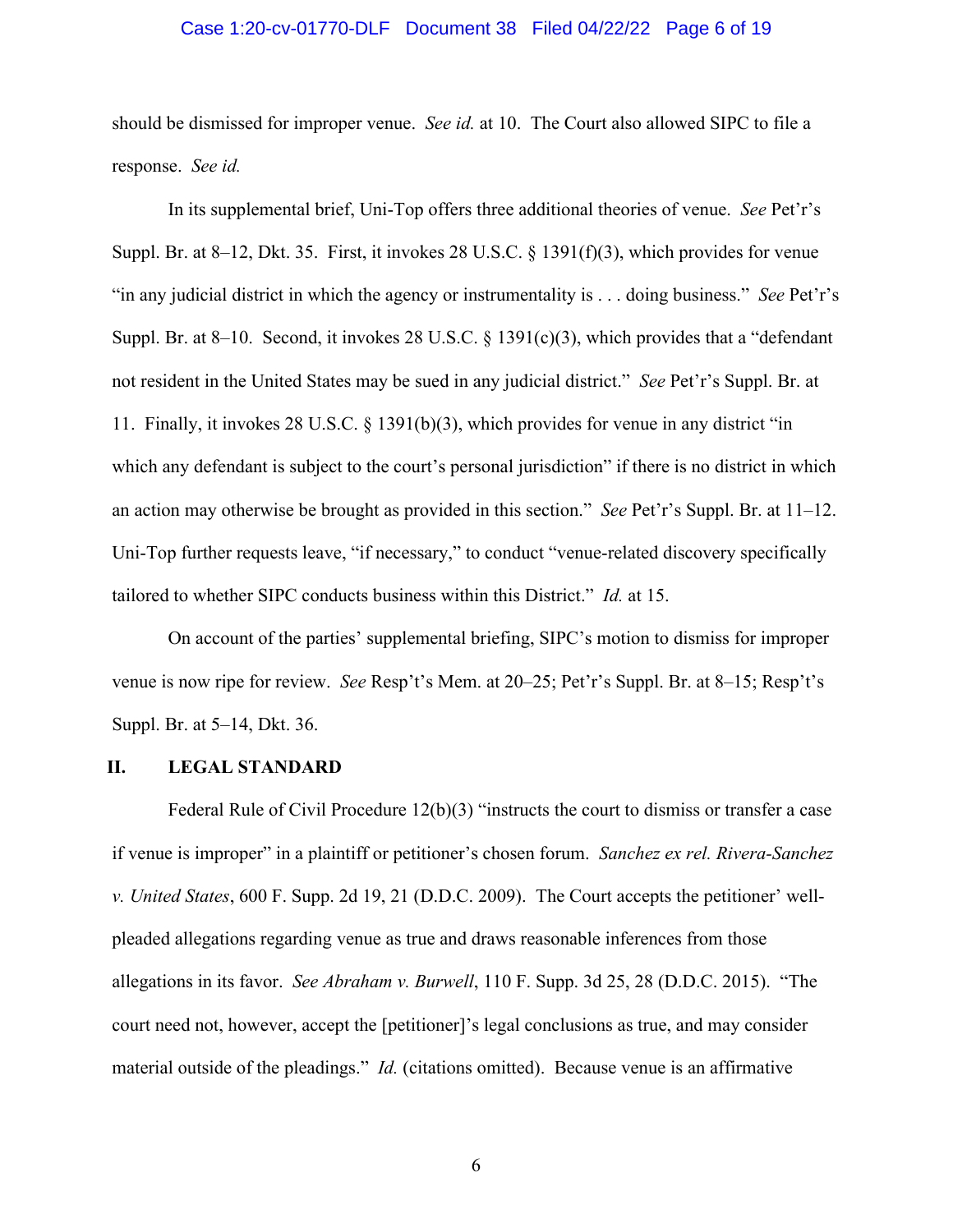should be dismissed for improper venue. *See id.* at 10. The Court also allowed SIPC to file a response. *See id.*

In its supplemental brief, Uni-Top offers three additional theories of venue. *See* Pet'r's Suppl. Br. at 8–12, Dkt. 35. First, it invokes 28 U.S.C. § 1391(f)(3), which provides for venue "in any judicial district in which the agency or instrumentality is . . . doing business." *See* Pet'r's Suppl. Br. at 8–10. Second, it invokes 28 U.S.C. § 1391(c)(3), which provides that a "defendant not resident in the United States may be sued in any judicial district." *See* Pet'r's Suppl. Br. at 11. Finally, it invokes 28 U.S.C. § 1391(b)(3), which provides for venue in any district "in which any defendant is subject to the court's personal jurisdiction" if there is no district in which an action may otherwise be brought as provided in this section." *See* Pet'r's Suppl. Br. at 11–12. Uni-Top further requests leave, "if necessary," to conduct "venue-related discovery specifically tailored to whether SIPC conducts business within this District." *Id.* at 15.

On account of the parties' supplemental briefing, SIPC's motion to dismiss for improper venue is now ripe for review. *See* Resp't's Mem. at 20–25; Pet'r's Suppl. Br. at 8–15; Resp't's Suppl. Br. at 5–14, Dkt. 36.

## II. LEGAL STANDARD

Federal Rule of Civil Procedure 12(b)(3) "instructs the court to dismiss or transfer a case if venue is improper" in a plaintiff or petitioner's chosen forum. *Sanchez ex rel. Rivera-Sanchez v. United States*, 600 F. Supp. 2d 19, 21 (D.D.C. 2009). The Court accepts the petitioner' well-pleaded allegations regarding venue as true and draws reasonable inferences from those allegations in its favor. *See Abraham v. Burwell*, 110 F. Supp. 3d 25, 28 (D.D.C. 2015). "The court need not, however, accept the [petitioner]'s legal conclusions as true, and may consider material outside of the pleadings." *Id.* (citations omitted). Because venue is an affirmative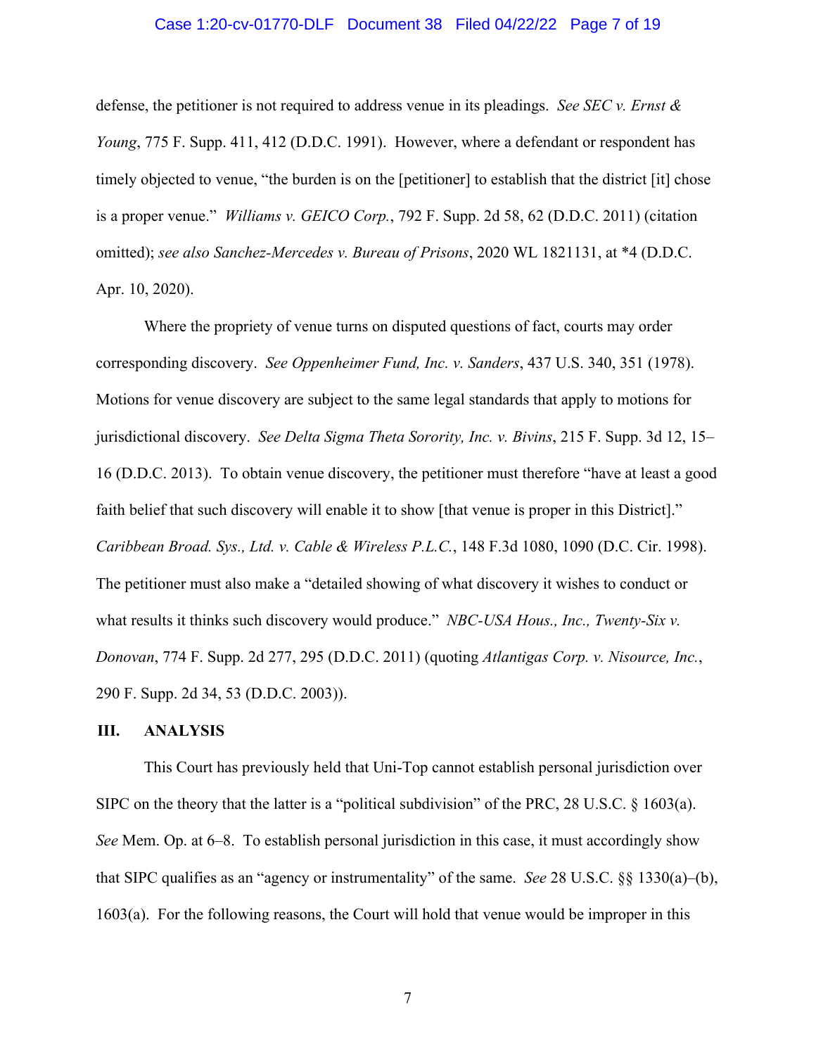defense, the petitioner is not required to address venue in its pleadings. *See SEC v. Ernst & Young*, 775 F. Supp. 411, 412 (D.D.C. 1991). However, where a defendant or respondent has timely objected to venue, "the burden is on the [petitioner] to establish that the district [it] chose is a proper venue." *Williams v. GEICO Corp.*, 792 F. Supp. 2d 58, 62 (D.D.C. 2011) (citation omitted); *see also Sanchez-Mercedes v. Bureau of Prisons*, 2020 WL 1821131, at *4 (D.D.C. Apr. 10, 2020).

Where the propriety of venue turns on disputed questions of fact, courts may order corresponding discovery. *See Oppenheimer Fund, Inc. v. Sanders*, 437 U.S. 340, 351 (1978). Motions for venue discovery are subject to the same legal standards that apply to motions for jurisdictional discovery. *See Delta Sigma Theta Sorority, Inc. v. Bivins*, 215 F. Supp. 3d 12, 15–16 (D.D.C. 2013). To obtain venue discovery, the petitioner must therefore "have at least a good faith belief that such discovery will enable it to show [that venue is proper in this District]." *Caribbean Broad. Sys., Ltd. v. Cable & Wireless P.L.C.*, 148 F.3d 1080, 1090 (D.C. Cir. 1998). The petitioner must also make a "detailed showing of what discovery it wishes to conduct or what results it thinks such discovery would produce." *NBC-USA Hous., Inc., Twenty-Six v. Donovan*, 774 F. Supp. 2d 277, 295 (D.D.C. 2011) (quoting *Atlantigas Corp. v. Nisource, Inc.*, 290 F. Supp. 2d 34, 53 (D.D.C. 2003)).

## III. ANALYSIS

This Court has previously held that Uni-Top cannot establish personal jurisdiction over SIPC on the theory that the latter is a "political subdivision" of the PRC, 28 U.S.C. § 1603(a). *See* Mem. Op. at 6–8. To establish personal jurisdiction in this case, it must accordingly show that SIPC qualifies as an "agency or instrumentality" of the same. *See* 28 U.S.C. §§ 1330(a)–(b), 1603(a). For the following reasons, the Court will hold that venue would be improper in this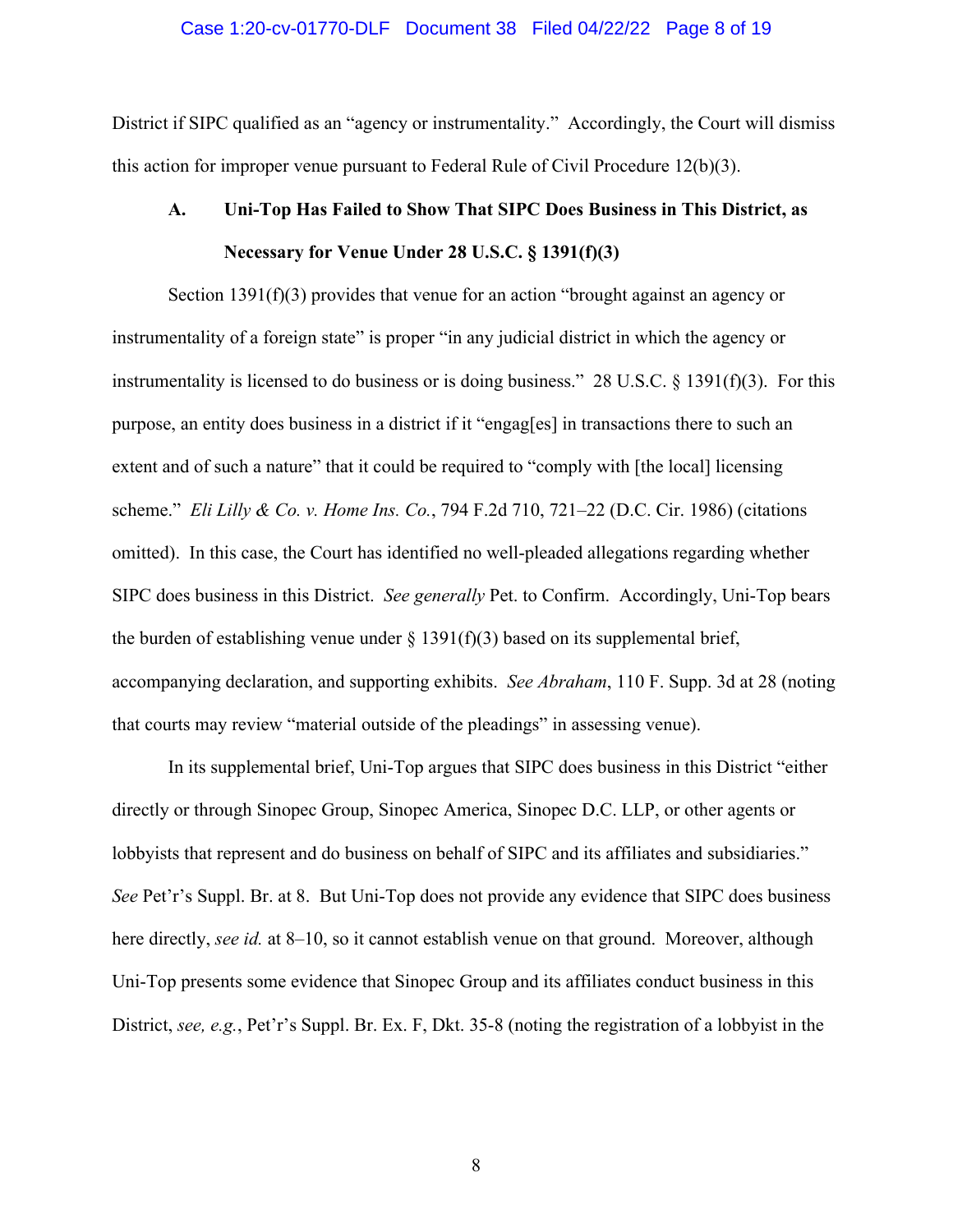District if SIPC qualified as an "agency or instrumentality." Accordingly, the Court will dismiss this action for improper venue pursuant to Federal Rule of Civil Procedure 12(b)(3).

### A. Uni-Top Has Failed to Show That SIPC Does Business in This District, as Necessary for Venue Under 28 U.S.C. § 1391(f)(3)

Section 1391(f)(3) provides that venue for an action "brought against an agency or instrumentality of a foreign state" is proper "in any judicial district in which the agency or instrumentality is licensed to do business or is doing business." 28 U.S.C. § 1391(f)(3). For this purpose, an entity does business in a district if it "engag[es] in transactions there to such an extent and of such a nature" that it could be required to "comply with [the local] licensing scheme." *Eli Lilly & Co. v. Home Ins. Co.*, 794 F.2d 710, 721–22 (D.C. Cir. 1986) (citations omitted). In this case, the Court has identified no well-pleaded allegations regarding whether SIPC does business in this District. *See generally* Pet. to Confirm. Accordingly, Uni-Top bears the burden of establishing venue under § 1391(f)(3) based on its supplemental brief, accompanying declaration, and supporting exhibits. *See Abraham*, 110 F. Supp. 3d at 28 (noting that courts may review "material outside of the pleadings" in assessing venue).

In its supplemental brief, Uni-Top argues that SIPC does business in this District "either directly or through Sinopec Group, Sinopec America, Sinopec D.C. LLP, or other agents or lobbyists that represent and do business on behalf of SIPC and its affiliates and subsidiaries." *See* Pet'r's Suppl. Br. at 8. But Uni-Top does not provide any evidence that SIPC does business here directly, *see id.* at 8–10, so it cannot establish venue on that ground. Moreover, although Uni-Top presents some evidence that Sinopec Group and its affiliates conduct business in this District, *see, e.g.*, Pet'r's Suppl. Br. Ex. F, Dkt. 35-8 (noting the registration of a lobbyist in the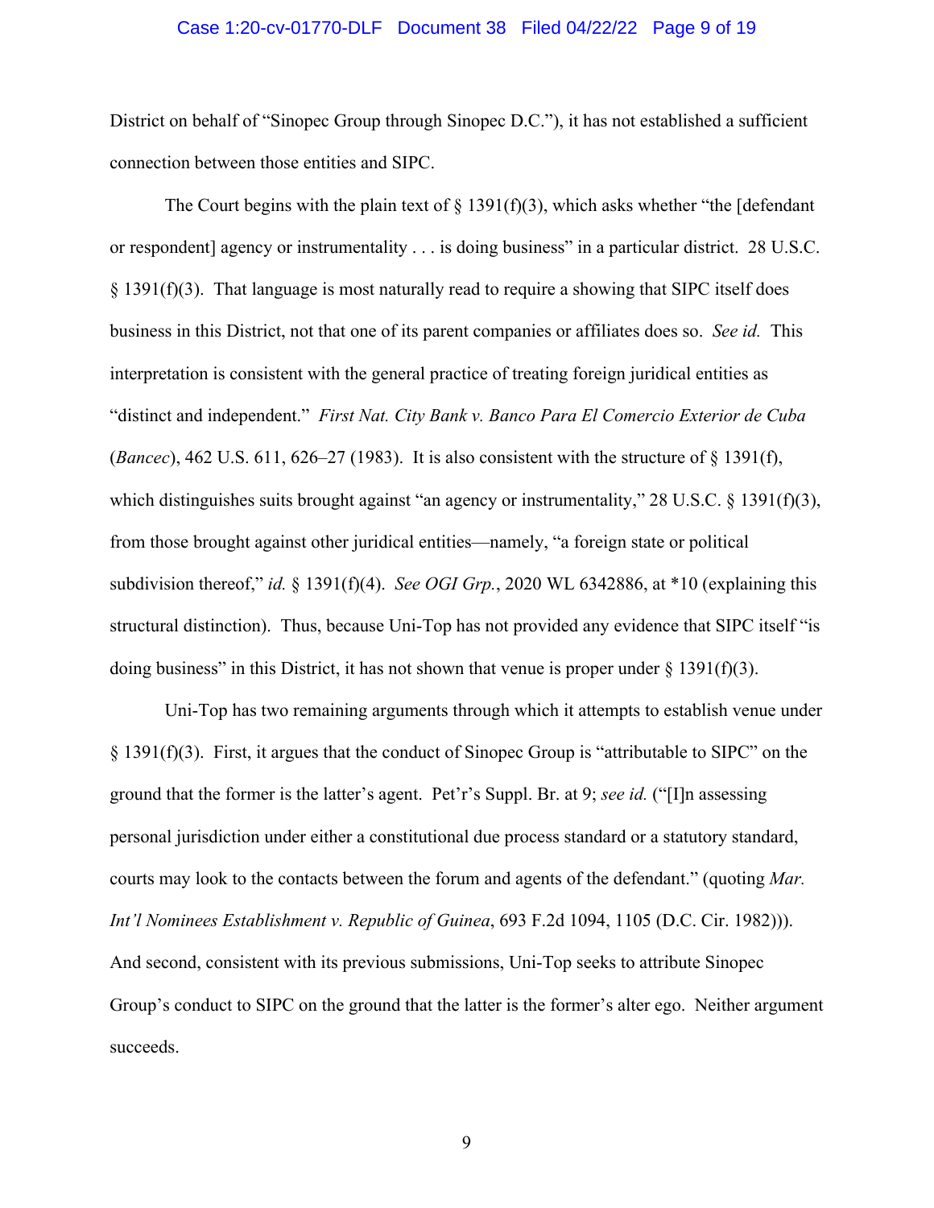District on behalf of "Sinopec Group through Sinopec D.C."), it has not established a sufficient connection between those entities and SIPC.

The Court begins with the plain text of § 1391(f)(3), which asks whether "the [defendant or respondent] agency or instrumentality . . . is doing business" in a particular district. 28 U.S.C. § 1391(f)(3). That language is most naturally read to require a showing that SIPC itself does business in this District, not that one of its parent companies or affiliates does so. *See id.* This interpretation is consistent with the general practice of treating foreign juridical entities as "distinct and independent." *First Nat. City Bank v. Banco Para El Comercio Exterior de Cuba* (*Bancec*), 462 U.S. 611, 626–27 (1983). It is also consistent with the structure of § 1391(f), which distinguishes suits brought against "an agency or instrumentality," 28 U.S.C. § 1391(f)(3), from those brought against other juridical entities—namely, "a foreign state or political subdivision thereof," *id.* § 1391(f)(4). *See OGI Grp.*, 2020 WL 6342886, at *10 (explaining this structural distinction). Thus, because Uni-Top has not provided any evidence that SIPC itself "is doing business" in this District, it has not shown that venue is proper under § 1391(f)(3).

Uni-Top has two remaining arguments through which it attempts to establish venue under § 1391(f)(3). First, it argues that the conduct of Sinopec Group is "attributable to SIPC" on the ground that the former is the latter's agent. Pet'r's Suppl. Br. at 9; *see id.* ("[I]n assessing personal jurisdiction under either a constitutional due process standard or a statutory standard, courts may look to the contacts between the forum and agents of the defendant." (quoting *Mar. Int'l Nominees Establishment v. Republic of Guinea*, 693 F.2d 1094, 1105 (D.C. Cir. 1982))). And second, consistent with its previous submissions, Uni-Top seeks to attribute Sinopec Group's conduct to SIPC on the ground that the latter is the former's alter ego. Neither argument succeeds.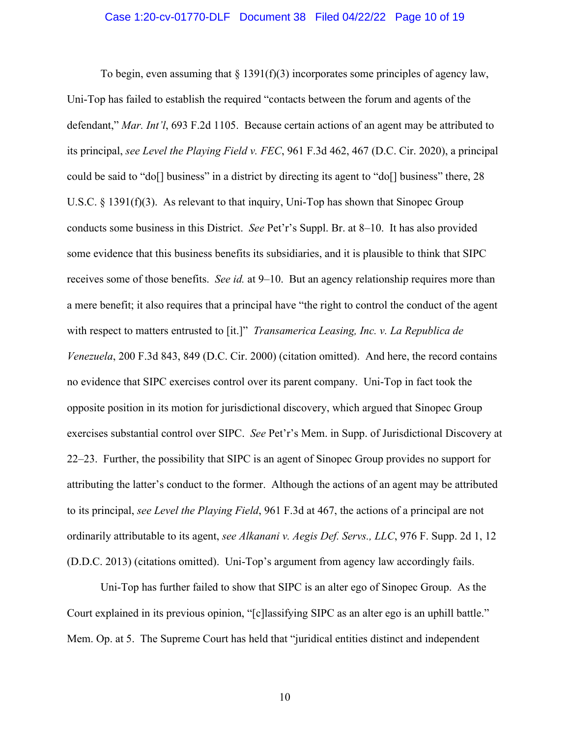To begin, even assuming that § 1391(f)(3) incorporates some principles of agency law, Uni-Top has failed to establish the required "contacts between the forum and agents of the defendant," *Mar. Int'l*, 693 F.2d 1105. Because certain actions of an agent may be attributed to its principal, *see Level the Playing Field v. FEC*, 961 F.3d 462, 467 (D.C. Cir. 2020), a principal could be said to "do[] business" in a district by directing its agent to "do[] business" there, 28 U.S.C. § 1391(f)(3). As relevant to that inquiry, Uni-Top has shown that Sinopec Group conducts some business in this District. *See* Pet'r's Suppl. Br. at 8–10. It has also provided some evidence that this business benefits its subsidiaries, and it is plausible to think that SIPC receives some of those benefits. *See id.* at 9–10. But an agency relationship requires more than a mere benefit; it also requires that a principal have "the right to control the conduct of the agent with respect to matters entrusted to [it.]" *Transamerica Leasing, Inc. v. La Republica de Venezuela*, 200 F.3d 843, 849 (D.C. Cir. 2000) (citation omitted). And here, the record contains no evidence that SIPC exercises control over its parent company. Uni-Top in fact took the opposite position in its motion for jurisdictional discovery, which argued that Sinopec Group exercises substantial control over SIPC. *See* Pet'r's Mem. in Supp. of Jurisdictional Discovery at 22–23. Further, the possibility that SIPC is an agent of Sinopec Group provides no support for attributing the latter's conduct to the former. Although the actions of an agent may be attributed to its principal, *see Level the Playing Field*, 961 F.3d at 467, the actions of a principal are not ordinarily attributable to its agent, *see Alkanani v. Aegis Def. Servs., LLC*, 976 F. Supp. 2d 1, 12 (D.D.C. 2013) (citations omitted). Uni-Top's argument from agency law accordingly fails.

Uni-Top has further failed to show that SIPC is an alter ego of Sinopec Group. As the Court explained in its previous opinion, "[c]lassifying SIPC as an alter ego is an uphill battle." Mem. Op. at 5. The Supreme Court has held that "juridical entities distinct and independent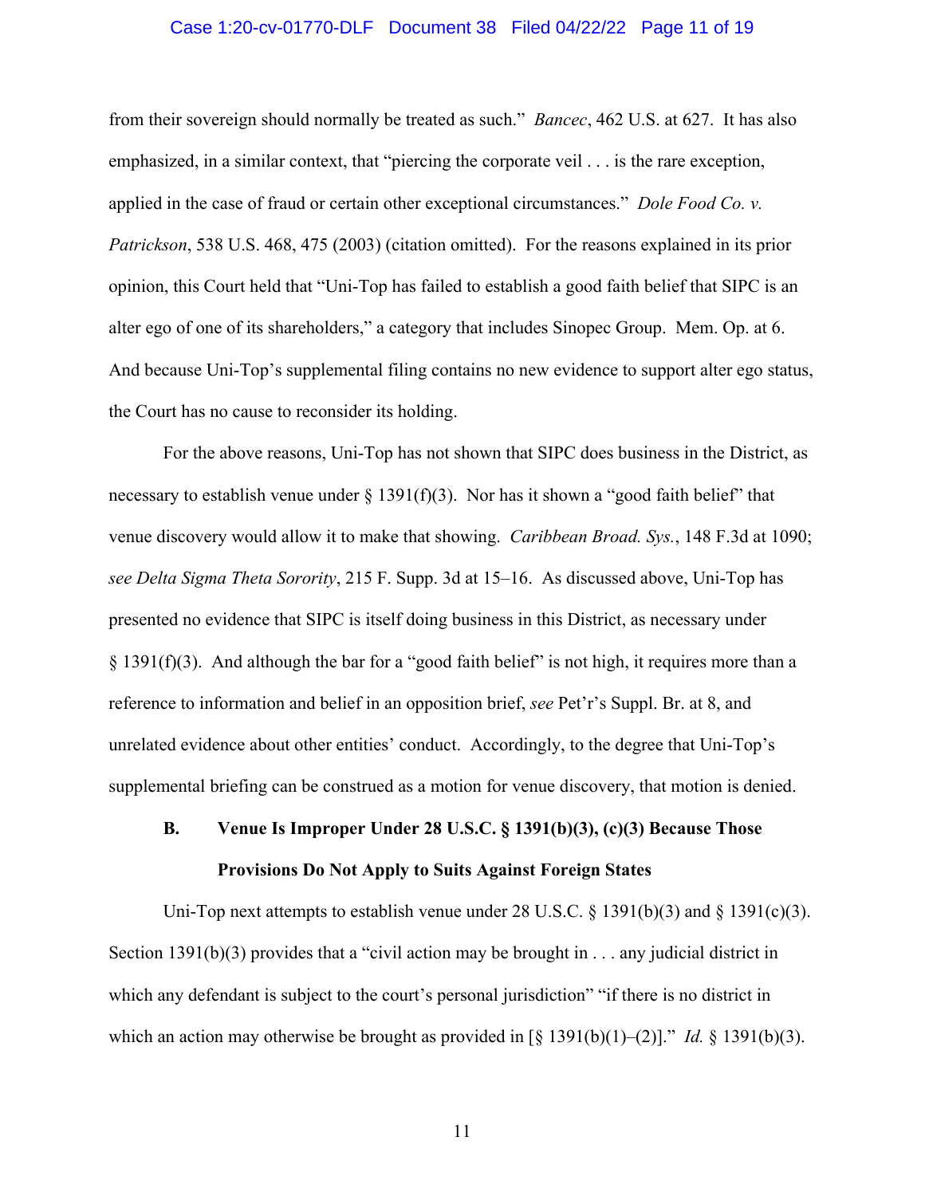from their sovereign should normally be treated as such." *Bancec*, 462 U.S. at 627. It has also emphasized, in a similar context, that "piercing the corporate veil . . . is the rare exception, applied in the case of fraud or certain other exceptional circumstances." *Dole Food Co. v. Patrickson*, 538 U.S. 468, 475 (2003) (citation omitted). For the reasons explained in its prior opinion, this Court held that "Uni-Top has failed to establish a good faith belief that SIPC is an alter ego of one of its shareholders," a category that includes Sinopec Group. Mem. Op. at 6. And because Uni-Top's supplemental filing contains no new evidence to support alter ego status, the Court has no cause to reconsider its holding.

For the above reasons, Uni-Top has not shown that SIPC does business in the District, as necessary to establish venue under § 1391(f)(3). Nor has it shown a "good faith belief" that venue discovery would allow it to make that showing. *Caribbean Broad. Sys.*, 148 F.3d at 1090; *see Delta Sigma Theta Sorority*, 215 F. Supp. 3d at 15–16. As discussed above, Uni-Top has presented no evidence that SIPC is itself doing business in this District, as necessary under § 1391(f)(3). And although the bar for a "good faith belief" is not high, it requires more than a reference to information and belief in an opposition brief, *see* Pet'r's Suppl. Br. at 8, and unrelated evidence about other entities' conduct. Accordingly, to the degree that Uni-Top's supplemental briefing can be construed as a motion for venue discovery, that motion is denied.

### B. Venue Is Improper Under 28 U.S.C. § 1391(b)(3), (c)(3) Because Those Provisions Do Not Apply to Suits Against Foreign States

Uni-Top next attempts to establish venue under 28 U.S.C. § 1391(b)(3) and § 1391(c)(3). Section 1391(b)(3) provides that a "civil action may be brought in . . . any judicial district in which any defendant is subject to the court's personal jurisdiction" "if there is no district in which an action may otherwise be brought as provided in [§ 1391(b)(1)–(2)]." *Id.* § 1391(b)(3).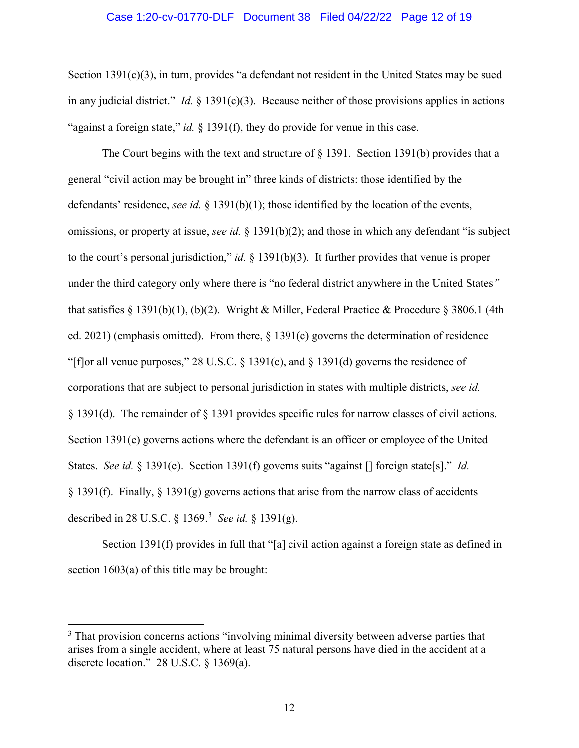Section 1391(c)(3), in turn, provides "a defendant not resident in the United States may be sued in any judicial district." *Id.* § 1391(c)(3). Because neither of those provisions applies in actions "against a foreign state," *id.* § 1391(f), they do provide for venue in this case.

The Court begins with the text and structure of § 1391. Section 1391(b) provides that a general "civil action may be brought in" three kinds of districts: those identified by the defendants' residence, *see id.* § 1391(b)(1); those identified by the location of the events, omissions, or property at issue, *see id.* § 1391(b)(2); and those in which any defendant "is subject to the court's personal jurisdiction," *id.* § 1391(b)(3). It further provides that venue is proper under the third category only where there is "no federal district anywhere in the United States" that satisfies § 1391(b)(1), (b)(2). Wright & Miller, Federal Practice & Procedure § 3806.1 (4th ed. 2021) (emphasis omitted). From there, § 1391(c) governs the determination of residence "[f]or all venue purposes," 28 U.S.C. § 1391(c), and § 1391(d) governs the residence of corporations that are subject to personal jurisdiction in states with multiple districts, *see id.* § 1391(d). The remainder of § 1391 provides specific rules for narrow classes of civil actions. Section 1391(e) governs actions where the defendant is an officer or employee of the United States. *See id.* § 1391(e). Section 1391(f) governs suits "against [] foreign state[s]." *Id.* § 1391(f). Finally, § 1391(g) governs actions that arise from the narrow class of accidents described in 28 U.S.C. § 1369.[3] *See id.* § 1391(g).

Section 1391(f) provides in full that "[a] civil action against a foreign state as defined in section 1603(a) of this title may be brought:

[3] That provision concerns actions "involving minimal diversity between adverse parties that arises from a single accident, where at least 75 natural persons have died in the accident at a discrete location." 28 U.S.C. § 1369(a).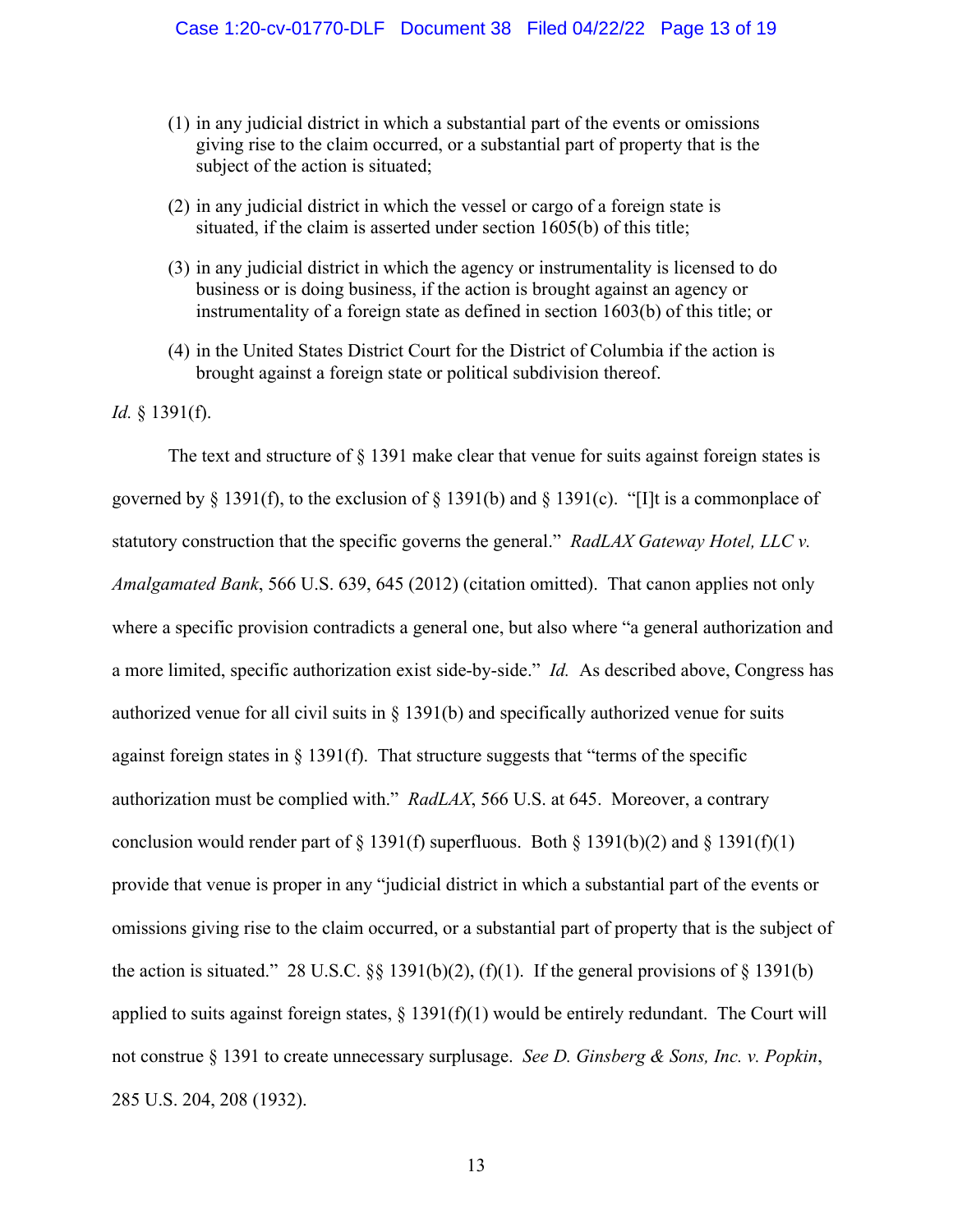(1) in any judicial district in which a substantial part of the events or omissions giving rise to the claim occurred, or a substantial part of property that is the subject of the action is situated;

(2) in any judicial district in which the vessel or cargo of a foreign state is situated, if the claim is asserted under section 1605(b) of this title;

(3) in any judicial district in which the agency or instrumentality is licensed to do business or is doing business, if the action is brought against an agency or instrumentality of a foreign state as defined in section 1603(b) of this title; or

(4) in the United States District Court for the District of Columbia if the action is brought against a foreign state or political subdivision thereof.

*Id.* § 1391(f).

The text and structure of § 1391 make clear that venue for suits against foreign states is governed by § 1391(f), to the exclusion of § 1391(b) and § 1391(c). "[I]t is a commonplace of statutory construction that the specific governs the general." *RadLAX Gateway Hotel, LLC v. Amalgamated Bank*, 566 U.S. 639, 645 (2012) (citation omitted). That canon applies not only where a specific provision contradicts a general one, but also where "a general authorization and a more limited, specific authorization exist side-by-side." *Id.* As described above, Congress has authorized venue for all civil suits in § 1391(b) and specifically authorized venue for suits against foreign states in § 1391(f). That structure suggests that "terms of the specific authorization must be complied with." *RadLAX*, 566 U.S. at 645. Moreover, a contrary conclusion would render part of § 1391(f) superfluous. Both § 1391(b)(2) and § 1391(f)(1) provide that venue is proper in any "judicial district in which a substantial part of the events or omissions giving rise to the claim occurred, or a substantial part of property that is the subject of the action is situated." 28 U.S.C. §§ 1391(b)(2), (f)(1). If the general provisions of § 1391(b) applied to suits against foreign states, § 1391(f)(1) would be entirely redundant. The Court will not construe § 1391 to create unnecessary surplusage. *See D. Ginsberg & Sons, Inc. v. Popkin*, 285 U.S. 204, 208 (1932).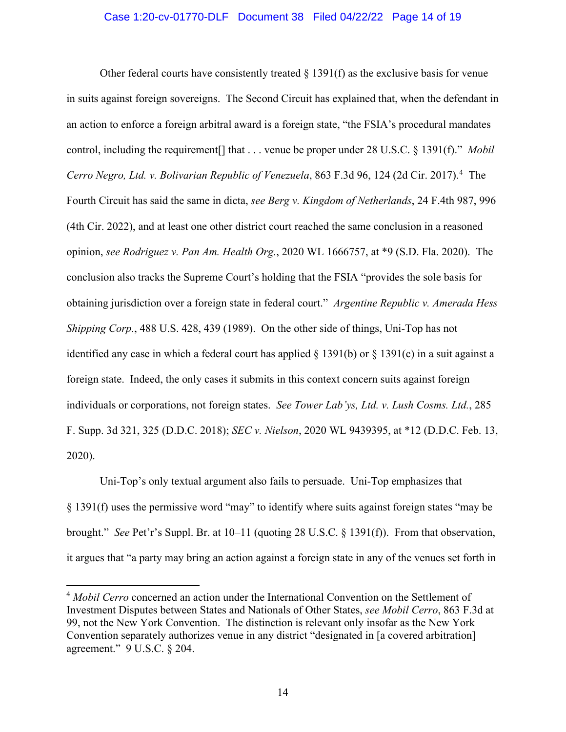Other federal courts have consistently treated § 1391(f) as the exclusive basis for venue in suits against foreign sovereigns. The Second Circuit has explained that, when the defendant in an action to enforce a foreign arbitral award is a foreign state, "the FSIA's procedural mandates control, including the requirement[] that . . . venue be proper under 28 U.S.C. § 1391(f)." *Mobil Cerro Negro, Ltd. v. Bolivarian Republic of Venezuela*, 863 F.3d 96, 124 (2d Cir. 2017).[4] The Fourth Circuit has said the same in dicta, *see Berg v. Kingdom of Netherlands*, 24 F.4th 987, 996 (4th Cir. 2022), and at least one other district court reached the same conclusion in a reasoned opinion, *see Rodriguez v. Pan Am. Health Org.*, 2020 WL 1666757, at *9 (S.D. Fla. 2020). The conclusion also tracks the Supreme Court's holding that the FSIA "provides the sole basis for obtaining jurisdiction over a foreign state in federal court." *Argentine Republic v. Amerada Hess Shipping Corp.*, 488 U.S. 428, 439 (1989). On the other side of things, Uni-Top has not identified any case in which a federal court has applied § 1391(b) or § 1391(c) in a suit against a foreign state. Indeed, the only cases it submits in this context concern suits against foreign individuals or corporations, not foreign states. *See Tower Lab'ys, Ltd. v. Lush Cosms. Ltd.*, 285 F. Supp. 3d 321, 325 (D.D.C. 2018); *SEC v. Nielson*, 2020 WL 9439395, at *12 (D.D.C. Feb. 13, 2020).

Uni-Top's only textual argument also fails to persuade. Uni-Top emphasizes that § 1391(f) uses the permissive word "may" to identify where suits against foreign states "may be brought." *See* Pet'r's Suppl. Br. at 10–11 (quoting 28 U.S.C. § 1391(f)). From that observation, it argues that "a party may bring an action against a foreign state in any of the venues set forth in

[4] *Mobil Cerro* concerned an action under the International Convention on the Settlement of Investment Disputes between States and Nationals of Other States, *see Mobil Cerro*, 863 F.3d at 99, not the New York Convention. The distinction is relevant only insofar as the New York Convention separately authorizes venue in any district "designated in [a covered arbitration] agreement." 9 U.S.C. § 204.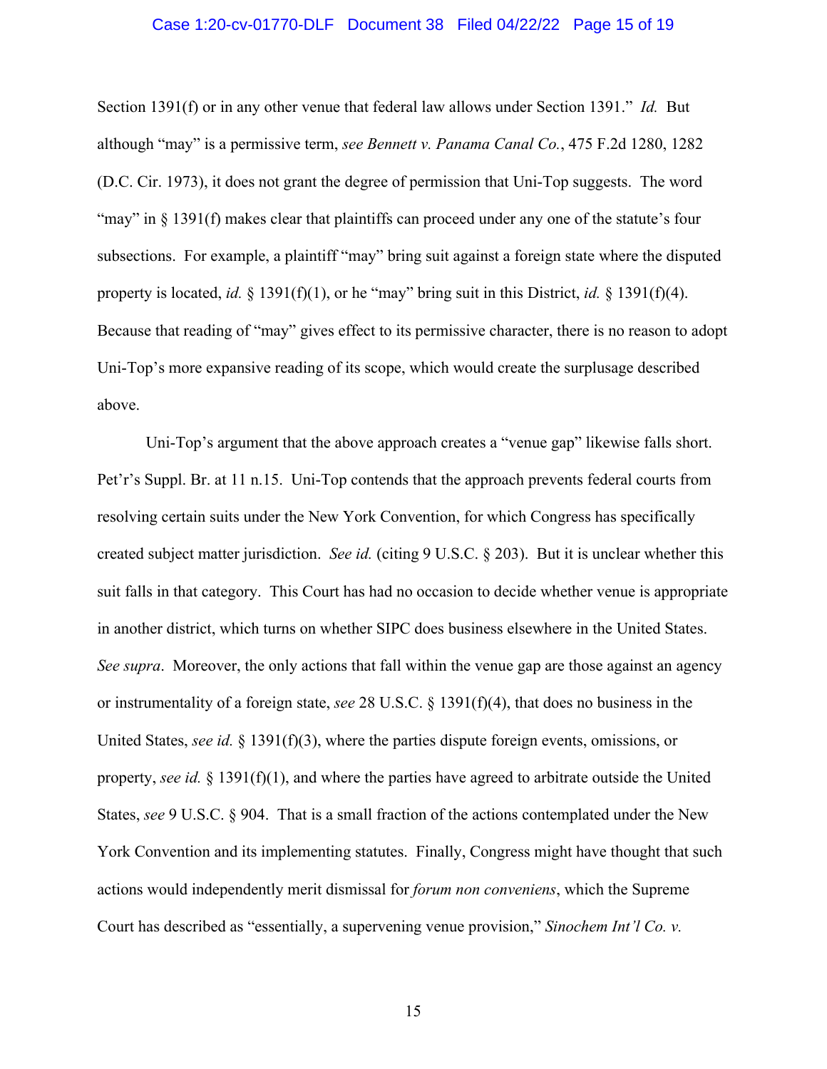Section 1391(f) or in any other venue that federal law allows under Section 1391." *Id.* But although "may" is a permissive term, *see Bennett v. Panama Canal Co.*, 475 F.2d 1280, 1282 (D.C. Cir. 1973), it does not grant the degree of permission that Uni-Top suggests. The word "may" in § 1391(f) makes clear that plaintiffs can proceed under any one of the statute's four subsections. For example, a plaintiff "may" bring suit against a foreign state where the disputed property is located, *id.* § 1391(f)(1), or he "may" bring suit in this District, *id.* § 1391(f)(4). Because that reading of "may" gives effect to its permissive character, there is no reason to adopt Uni-Top's more expansive reading of its scope, which would create the surplusage described above.

Uni-Top's argument that the above approach creates a "venue gap" likewise falls short. Pet'r's Suppl. Br. at 11 n.15. Uni-Top contends that the approach prevents federal courts from resolving certain suits under the New York Convention, for which Congress has specifically created subject matter jurisdiction. *See id.* (citing 9 U.S.C. § 203). But it is unclear whether this suit falls in that category. This Court has had no occasion to decide whether venue is appropriate in another district, which turns on whether SIPC does business elsewhere in the United States. *See supra*. Moreover, the only actions that fall within the venue gap are those against an agency or instrumentality of a foreign state, *see* 28 U.S.C. § 1391(f)(4), that does no business in the United States, *see id.* § 1391(f)(3), where the parties dispute foreign events, omissions, or property, *see id.* § 1391(f)(1), and where the parties have agreed to arbitrate outside the United States, *see* 9 U.S.C. § 904. That is a small fraction of the actions contemplated under the New York Convention and its implementing statutes. Finally, Congress might have thought that such actions would independently merit dismissal for *forum non conveniens*, which the Supreme Court has described as "essentially, a supervening venue provision," *Sinochem Int'l Co. v.*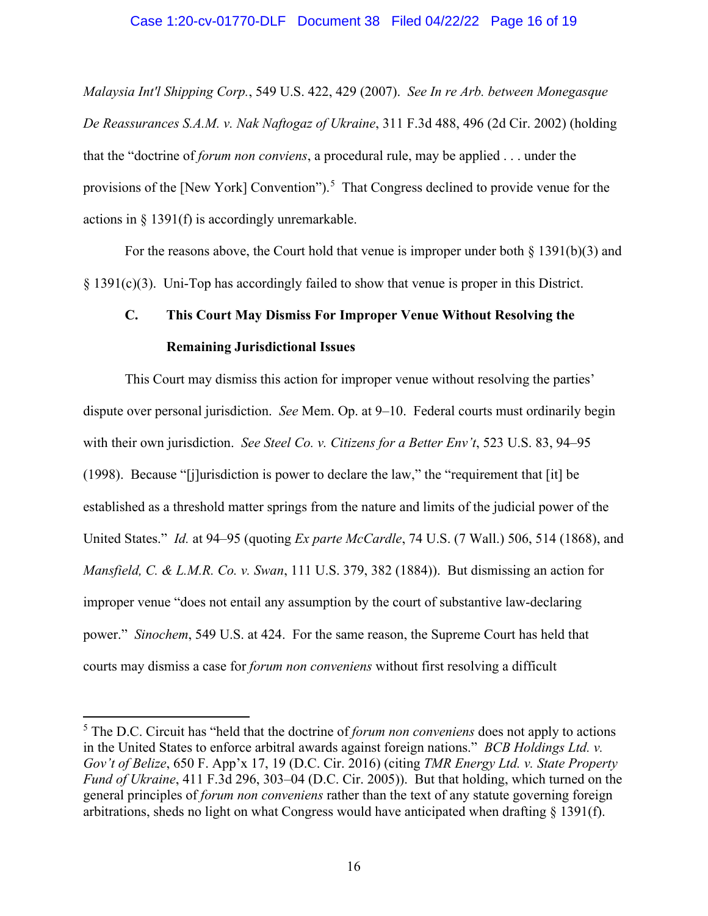*Malaysia Int'l Shipping Corp.*, 549 U.S. 422, 429 (2007). *See In re Arb. between Monegasque De Reassurances S.A.M. v. Nak Naftogaz of Ukraine*, 311 F.3d 488, 496 (2d Cir. 2002) (holding that the "doctrine of *forum non conviens*, a procedural rule, may be applied . . . under the provisions of the [New York] Convention").[5] That Congress declined to provide venue for the actions in § 1391(f) is accordingly unremarkable.

For the reasons above, the Court hold that venue is improper under both § 1391(b)(3) and § 1391(c)(3). Uni-Top has accordingly failed to show that venue is proper in this District.

### C. This Court May Dismiss For Improper Venue Without Resolving the Remaining Jurisdictional Issues

This Court may dismiss this action for improper venue without resolving the parties' dispute over personal jurisdiction. *See* Mem. Op. at 9–10. Federal courts must ordinarily begin with their own jurisdiction. *See Steel Co. v. Citizens for a Better Env't*, 523 U.S. 83, 94–95 (1998). Because "[j]urisdiction is power to declare the law," the "requirement that [it] be established as a threshold matter springs from the nature and limits of the judicial power of the United States." *Id.* at 94–95 (quoting *Ex parte McCardle*, 74 U.S. (7 Wall.) 506, 514 (1868), and *Mansfield, C. & L.M.R. Co. v. Swan*, 111 U.S. 379, 382 (1884)). But dismissing an action for improper venue "does not entail any assumption by the court of substantive law-declaring power." *Sinochem*, 549 U.S. at 424. For the same reason, the Supreme Court has held that courts may dismiss a case for *forum non conveniens* without first resolving a difficult

---

[5] The D.C. Circuit has "held that the doctrine of *forum non conveniens* does not apply to actions in the United States to enforce arbitral awards against foreign nations." *BCB Holdings Ltd. v. Gov't of Belize*, 650 F. App'x 17, 19 (D.C. Cir. 2016) (citing *TMR Energy Ltd. v. State Property Fund of Ukraine*, 411 F.3d 296, 303–04 (D.C. Cir. 2005)). But that holding, which turned on the general principles of *forum non conveniens* rather than the text of any statute governing foreign arbitrations, sheds no light on what Congress would have anticipated when drafting § 1391(f).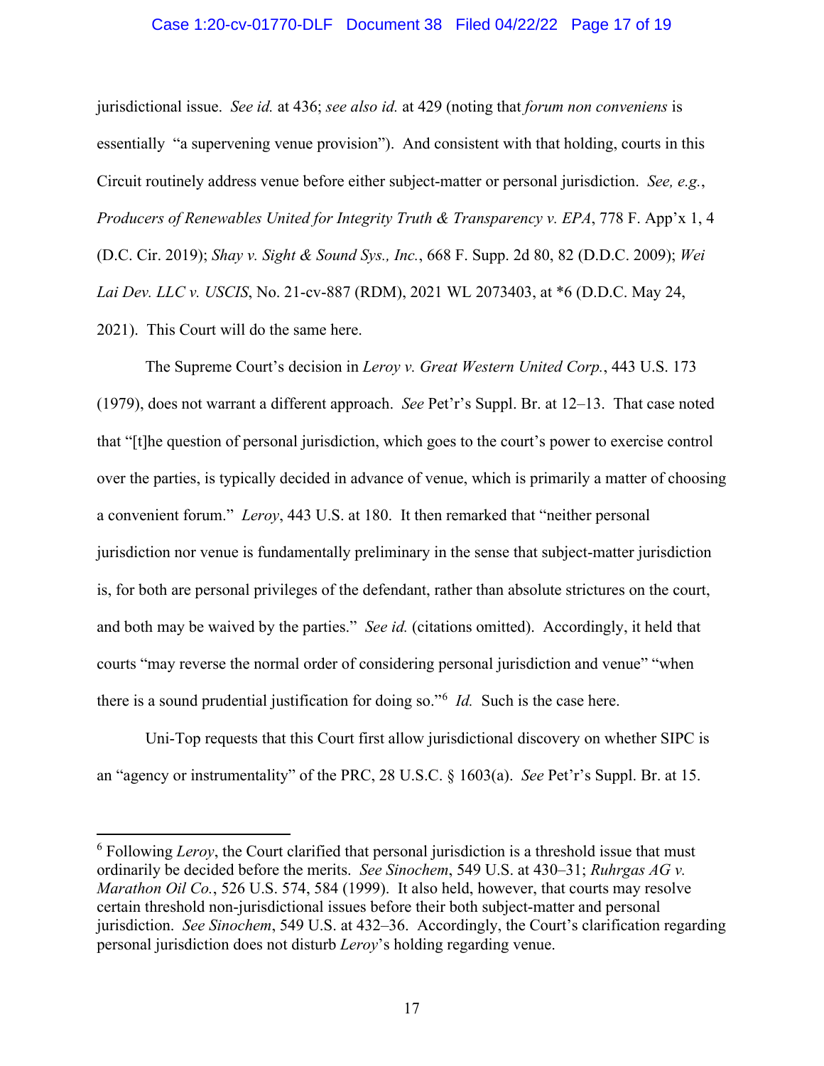jurisdictional issue. *See id.* at 436; *see also id.* at 429 (noting that *forum non conveniens* is essentially "a supervening venue provision"). And consistent with that holding, courts in this Circuit routinely address venue before either subject-matter or personal jurisdiction. *See, e.g.*, *Producers of Renewables United for Integrity Truth & Transparency v. EPA*, 778 F. App'x 1, 4 (D.C. Cir. 2019); *Shay v. Sight & Sound Sys., Inc.*, 668 F. Supp. 2d 80, 82 (D.D.C. 2009); *Wei Lai Dev. LLC v. USCIS*, No. 21-cv-887 (RDM), 2021 WL 2073403, at *6 (D.D.C. May 24, 2021). This Court will do the same here.

The Supreme Court's decision in *Leroy v. Great Western United Corp.*, 443 U.S. 173 (1979), does not warrant a different approach. *See* Pet'r's Suppl. Br. at 12–13. That case noted that "[t]he question of personal jurisdiction, which goes to the court's power to exercise control over the parties, is typically decided in advance of venue, which is primarily a matter of choosing a convenient forum." *Leroy*, 443 U.S. at 180. It then remarked that "neither personal jurisdiction nor venue is fundamentally preliminary in the sense that subject-matter jurisdiction is, for both are personal privileges of the defendant, rather than absolute strictures on the court, and both may be waived by the parties." *See id.* (citations omitted). Accordingly, it held that courts "may reverse the normal order of considering personal jurisdiction and venue" "when there is a sound prudential justification for doing so."[6] *Id.* Such is the case here.

Uni-Top requests that this Court first allow jurisdictional discovery on whether SIPC is an "agency or instrumentality" of the PRC, 28 U.S.C. § 1603(a). *See* Pet'r's Suppl. Br. at 15.

---

[6] Following *Leroy*, the Court clarified that personal jurisdiction is a threshold issue that must ordinarily be decided before the merits. *See Sinochem*, 549 U.S. at 430–31; *Ruhrgas AG v. Marathon Oil Co.*, 526 U.S. 574, 584 (1999). It also held, however, that courts may resolve certain threshold non-jurisdictional issues before their both subject-matter and personal jurisdiction. *See Sinochem*, 549 U.S. at 432–36. Accordingly, the Court's clarification regarding personal jurisdiction does not disturb *Leroy*'s holding regarding venue.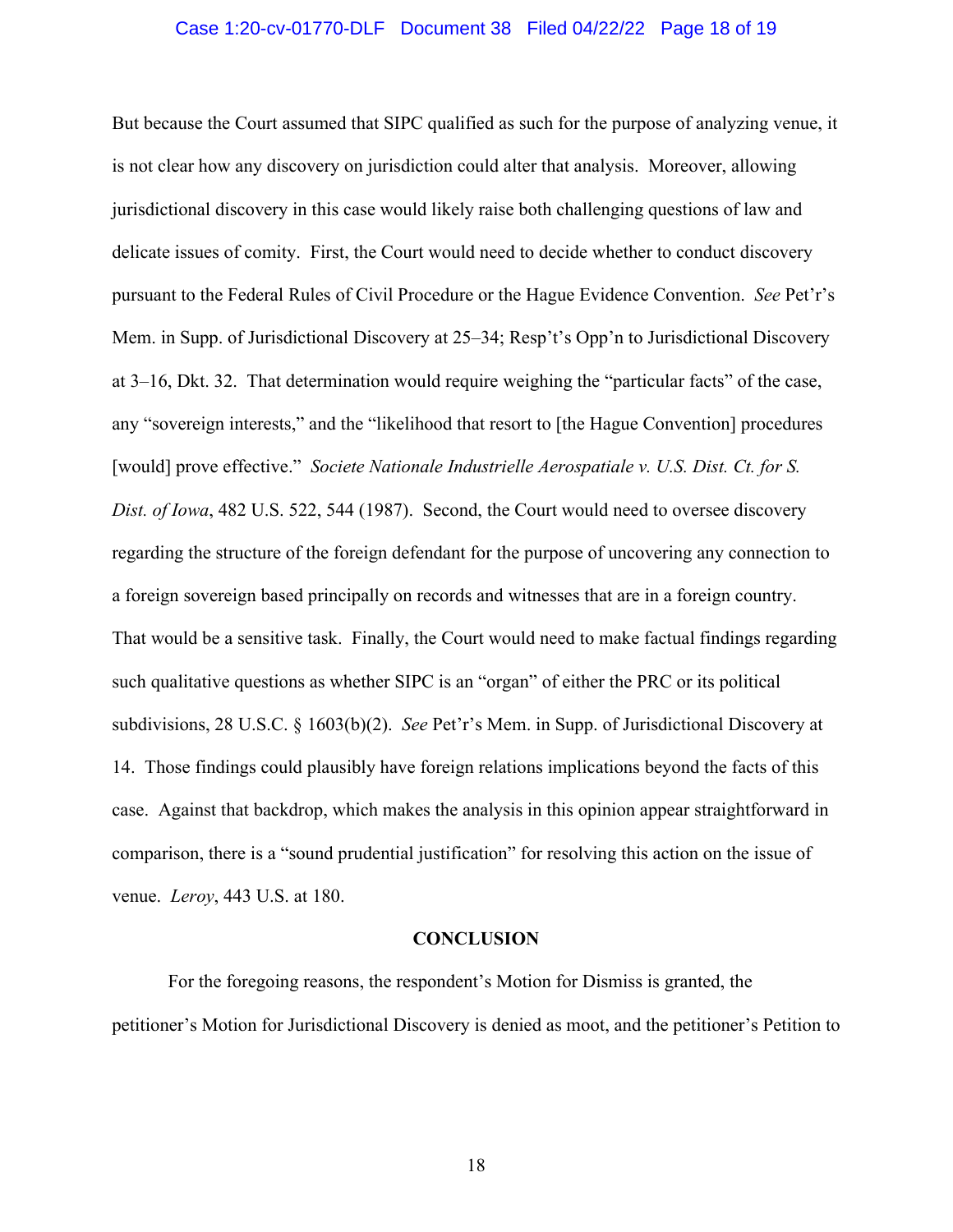But because the Court assumed that SIPC qualified as such for the purpose of analyzing venue, it is not clear how any discovery on jurisdiction could alter that analysis. Moreover, allowing jurisdictional discovery in this case would likely raise both challenging questions of law and delicate issues of comity. First, the Court would need to decide whether to conduct discovery pursuant to the Federal Rules of Civil Procedure or the Hague Evidence Convention. *See* Pet'r's Mem. in Supp. of Jurisdictional Discovery at 25–34; Resp't's Opp'n to Jurisdictional Discovery at 3–16, Dkt. 32. That determination would require weighing the "particular facts" of the case, any "sovereign interests," and the "likelihood that resort to [the Hague Convention] procedures [would] prove effective." *Societe Nationale Industrielle Aerospatiale v. U.S. Dist. Ct. for S. Dist. of Iowa*, 482 U.S. 522, 544 (1987). Second, the Court would need to oversee discovery regarding the structure of the foreign defendant for the purpose of uncovering any connection to a foreign sovereign based principally on records and witnesses that are in a foreign country. That would be a sensitive task. Finally, the Court would need to make factual findings regarding such qualitative questions as whether SIPC is an "organ" of either the PRC or its political subdivisions, 28 U.S.C. § 1603(b)(2). *See* Pet'r's Mem. in Supp. of Jurisdictional Discovery at 14. Those findings could plausibly have foreign relations implications beyond the facts of this case. Against that backdrop, which makes the analysis in this opinion appear straightforward in comparison, there is a "sound prudential justification" for resolving this action on the issue of venue. *Leroy*, 443 U.S. at 180.

## CONCLUSION

For the foregoing reasons, the respondent's Motion for Dismiss is granted, the petitioner's Motion for Jurisdictional Discovery is denied as moot, and the petitioner's Petition to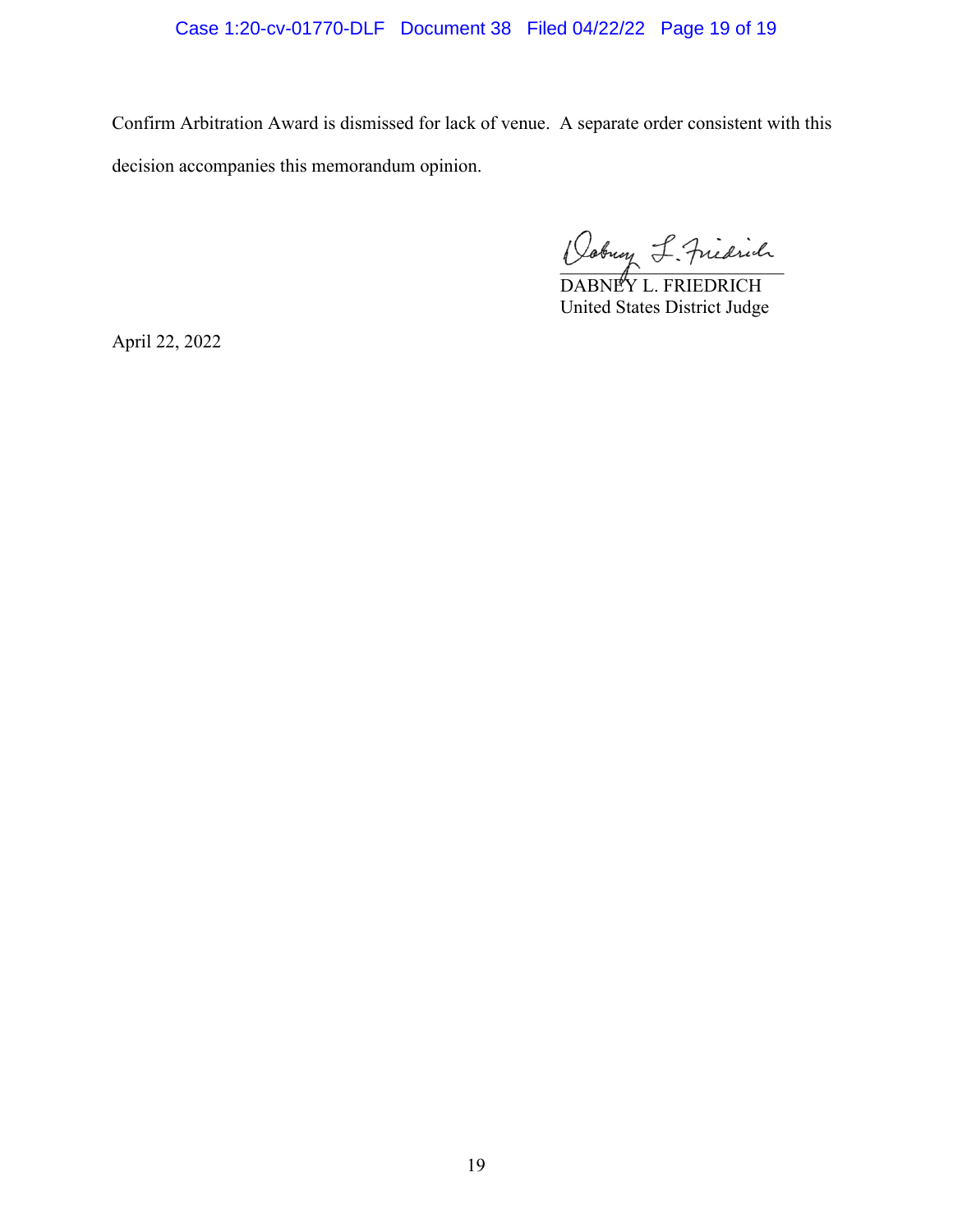Confirm Arbitration Award is dismissed for lack of venue. A separate order consistent with this decision accompanies this memorandum opinion.

DABNEY L. FRIEDRICH
United States District Judge

April 22, 2022